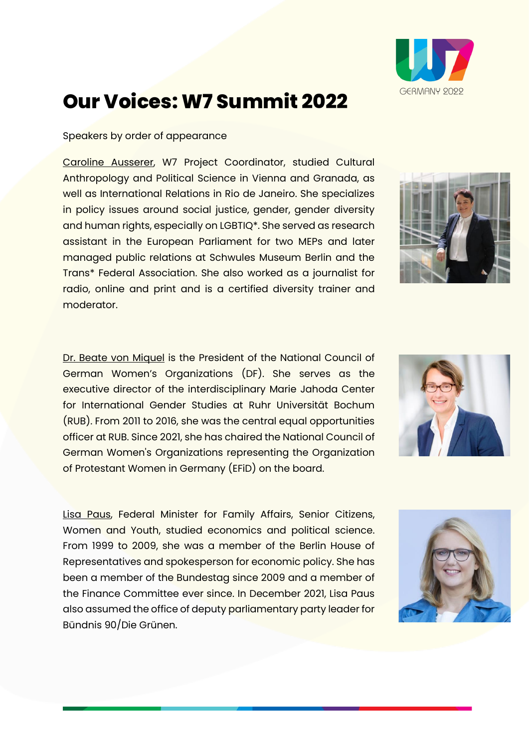# Our Voices: W7 Summit 2022

Speakers by order of appearance

Caroline Ausserer, W7 Project Coordinator, studied Cultural Anthropology and Political Science in Vienna and Granada, as well as International Relations in Rio de Janeiro. She specializes in policy issues around social justice, gender, gender diversity and human rights, especially on LGBTIQ*. She served as research assistant in the European Parliament for two MEPs and later managed public relations at Schwules Museum Berlin and the Trans* Federal Association. She also worked as a journalist for radio, online and print and is a certified diversity trainer and moderator.

Dr. Beate von Miquel is the President of the National Council of German Women's Organizations (DF). She serves as the executive director of the interdisciplinary Marie Jahoda Center for International Gender Studies at Ruhr Universität Bochum (RUB). From 2011 to 2016, she was the central equal opportunities officer at RUB. Since 2021, she has chaired the National Council of German Women's Organizations representing the Organization of Protestant Women in Germany (EFiD) on the board.

Lisa Paus, Federal Minister for Family Affairs, Senior Citizens, Women and Youth, studied economics and political science. From 1999 to 2009, she was a member of the Berlin House of Representatives and spokesperson for economic policy. She has been a member of the Bundestag since 2009 and a member of the Finance Committee ever since. In December 2021, Lisa Paus also assumed the office of deputy parliamentary party leader for Bündnis 90/Die Grünen.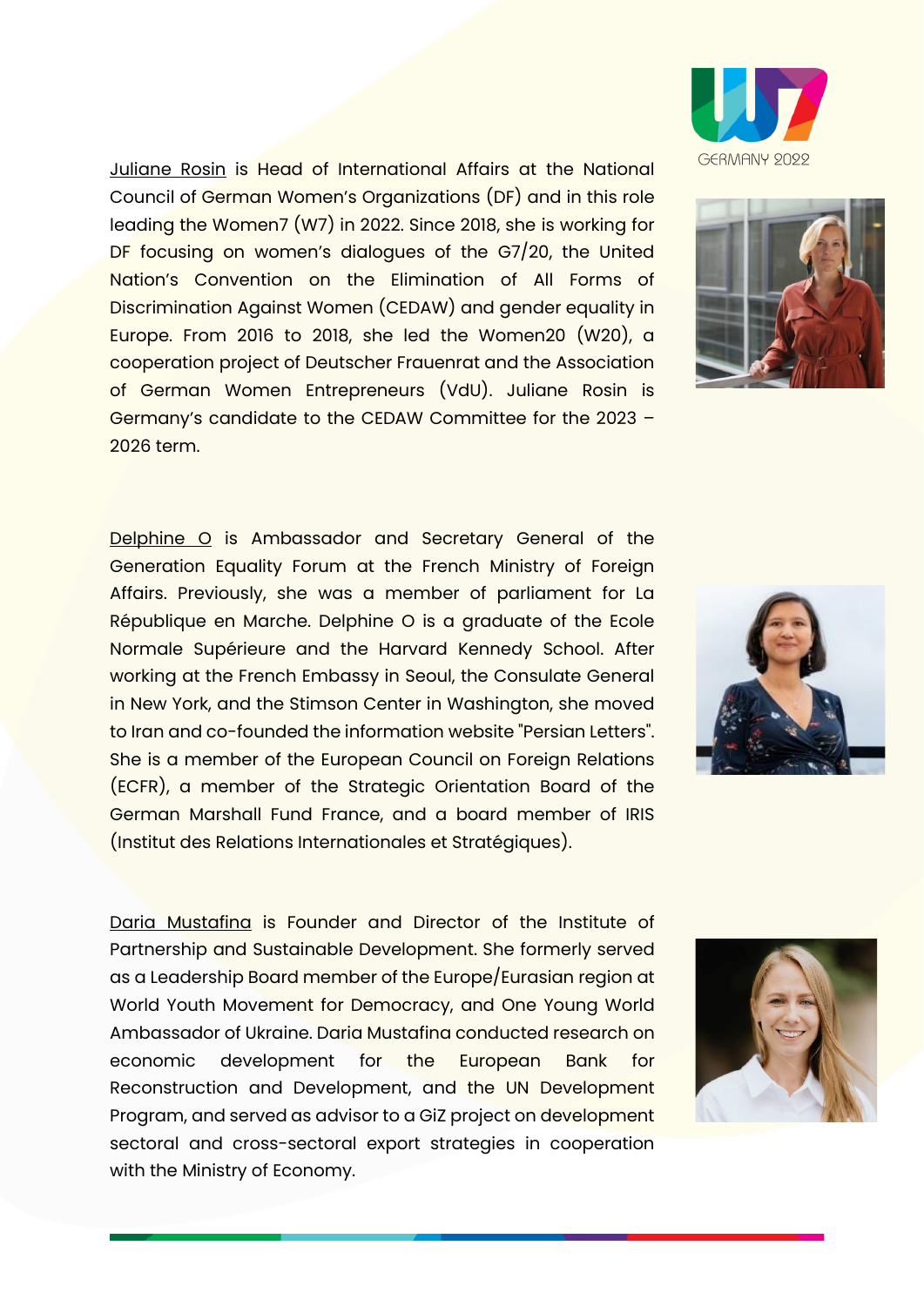Juliane Rosin is Head of International Affairs at the National Council of German Women's Organizations (DF) and in this role leading the Women7 (W7) in 2022. Since 2018, she is working for DF focusing on women's dialogues of the G7/20, the United Nation's Convention on the Elimination of All Forms of Discrimination Against Women (CEDAW) and gender equality in Europe. From 2016 to 2018, she led the Women20 (W20), a cooperation project of Deutscher Frauenrat and the Association of German Women Entrepreneurs (VdU). Juliane Rosin is Germany's candidate to the CEDAW Committee for the 2023 – 2026 term.

Delphine O is Ambassador and Secretary General of the Generation Equality Forum at the French Ministry of Foreign Affairs. Previously, she was a member of parliament for La République en Marche. Delphine O is a graduate of the Ecole Normale Supérieure and the Harvard Kennedy School. After working at the French Embassy in Seoul, the Consulate General in New York, and the Stimson Center in Washington, she moved to Iran and co-founded the information website "Persian Letters". She is a member of the European Council on Foreign Relations (ECFR), a member of the Strategic Orientation Board of the German Marshall Fund France, and a board member of IRIS (Institut des Relations Internationales et Stratégiques).

Daria Mustafina is Founder and Director of the Institute of Partnership and Sustainable Development. She formerly served as a Leadership Board member of the Europe/Eurasian region at World Youth Movement for Democracy, and One Young World Ambassador of Ukraine. Daria Mustafina conducted research on economic development for the European Bank for Reconstruction and Development, and the UN Development Program, and served as advisor to a GiZ project on development sectoral and cross-sectoral export strategies in cooperation with the Ministry of Economy.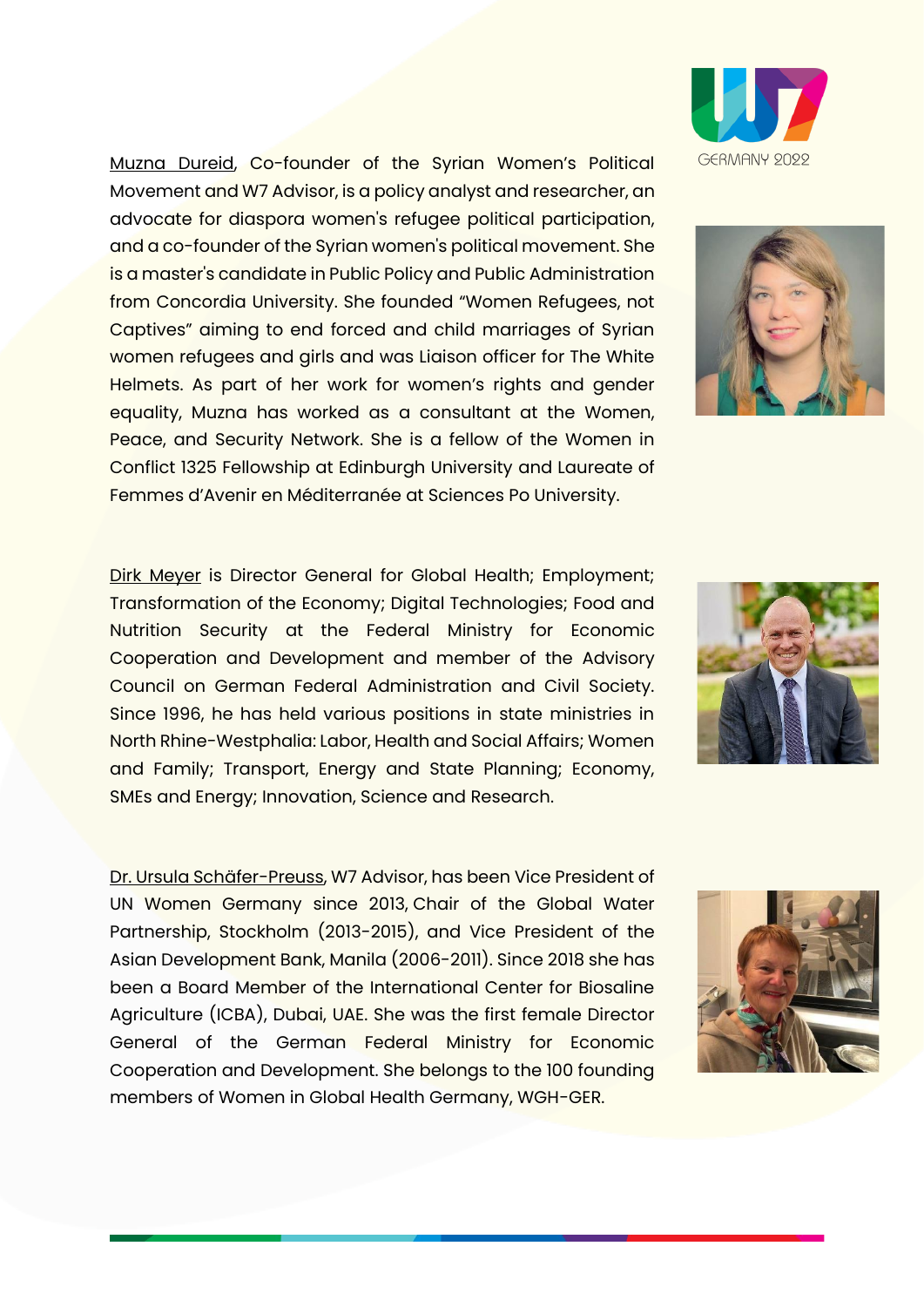Muzna Dureid, Co-founder of the Syrian Women's Political Movement and W7 Advisor, is a policy analyst and researcher, an advocate for diaspora women's refugee political participation, and a co-founder of the Syrian women's political movement. She is a master's candidate in Public Policy and Public Administration from Concordia University. She founded "Women Refugees, not Captives" aiming to end forced and child marriages of Syrian women refugees and girls and was Liaison officer for The White Helmets. As part of her work for women's rights and gender equality, Muzna has worked as a consultant at the Women, Peace, and Security Network. She is a fellow of the Women in Conflict 1325 Fellowship at Edinburgh University and Laureate of Femmes d'Avenir en Méditerranée at Sciences Po University.

Dirk Meyer is Director General for Global Health; Employment; Transformation of the Economy; Digital Technologies; Food and Nutrition Security at the Federal Ministry for Economic Cooperation and Development and member of the Advisory Council on German Federal Administration and Civil Society. Since 1996, he has held various positions in state ministries in North Rhine-Westphalia: Labor, Health and Social Affairs; Women and Family; Transport, Energy and State Planning; Economy, SMEs and Energy; Innovation, Science and Research.

Dr. Ursula Schäfer-Preuss, W7 Advisor, has been Vice President of UN Women Germany since 2013, Chair of the Global Water Partnership, Stockholm (2013-2015), and Vice President of the Asian Development Bank, Manila (2006-2011). Since 2018 she has been a Board Member of the International Center for Biosaline Agriculture (ICBA), Dubai, UAE. She was the first female Director General of the German Federal Ministry for Economic Cooperation and Development. She belongs to the 100 founding members of Women in Global Health Germany, WGH-GER.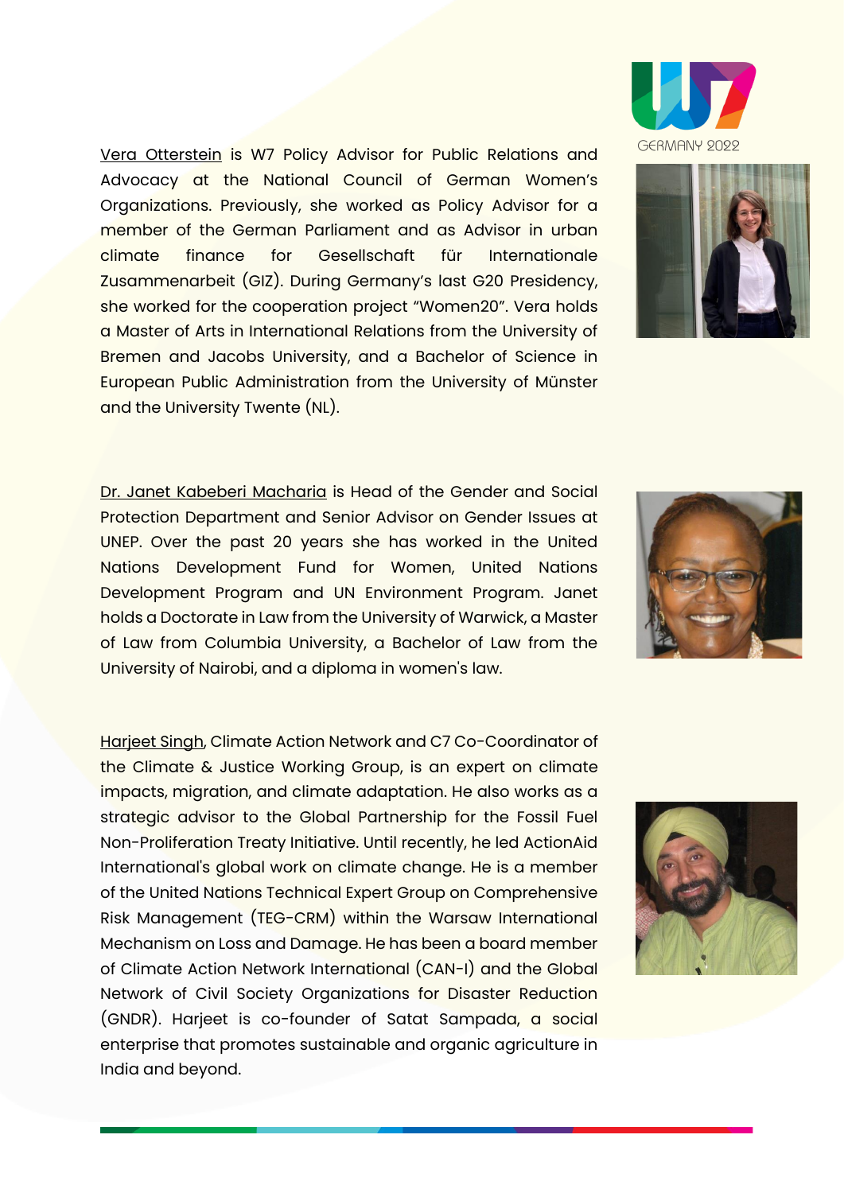Vera Otterstein is W7 Policy Advisor for Public Relations and Advocacy at the National Council of German Women's Organizations. Previously, she worked as Policy Advisor for a member of the German Parliament and as Advisor in urban climate finance for Gesellschaft für Internationale Zusammenarbeit (GIZ). During Germany's last G20 Presidency, she worked for the cooperation project "Women20". Vera holds a Master of Arts in International Relations from the University of Bremen and Jacobs University, and a Bachelor of Science in European Public Administration from the University of Münster and the University Twente (NL).

Dr. Janet Kabeberi Macharia is Head of the Gender and Social Protection Department and Senior Advisor on Gender Issues at UNEP. Over the past 20 years she has worked in the United Nations Development Fund for Women, United Nations Development Program and UN Environment Program. Janet holds a Doctorate in Law from the University of Warwick, a Master of Law from Columbia University, a Bachelor of Law from the University of Nairobi, and a diploma in women's law.

Harjeet Singh, Climate Action Network and C7 Co-Coordinator of the Climate & Justice Working Group, is an expert on climate impacts, migration, and climate adaptation. He also works as a strategic advisor to the Global Partnership for the Fossil Fuel Non-Proliferation Treaty Initiative. Until recently, he led ActionAid International's global work on climate change. He is a member of the United Nations Technical Expert Group on Comprehensive Risk Management (TEG-CRM) within the Warsaw International Mechanism on Loss and Damage. He has been a board member of Climate Action Network International (CAN-I) and the Global Network of Civil Society Organizations for Disaster Reduction (GNDR). Harjeet is co-founder of Satat Sampada, a social enterprise that promotes sustainable and organic agriculture in India and beyond.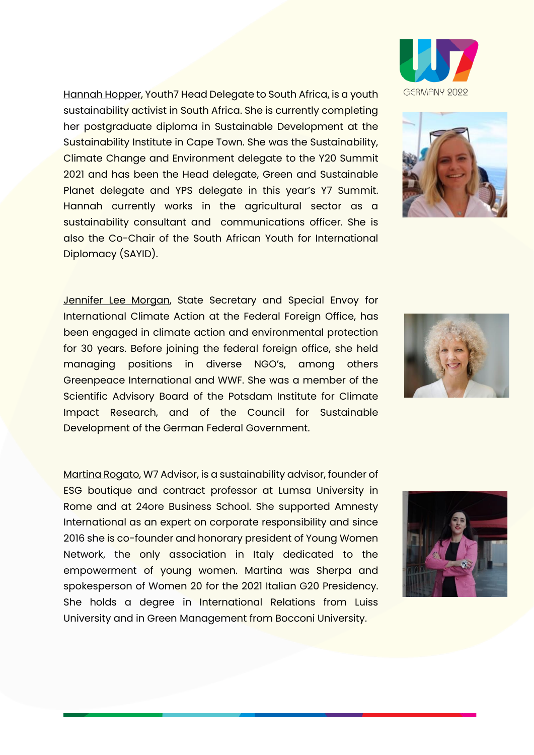Hannah Hopper, Youth7 Head Delegate to South Africa, is a youth sustainability activist in South Africa. She is currently completing her postgraduate diploma in Sustainable Development at the Sustainability Institute in Cape Town. She was the Sustainability, Climate Change and Environment delegate to the Y20 Summit 2021 and has been the Head delegate, Green and Sustainable Planet delegate and YPS delegate in this year's Y7 Summit. Hannah currently works in the agricultural sector as a sustainability consultant and communications officer. She is also the Co-Chair of the South African Youth for International Diplomacy (SAYID).

Jennifer Lee Morgan, State Secretary and Special Envoy for International Climate Action at the Federal Foreign Office, has been engaged in climate action and environmental protection for 30 years. Before joining the federal foreign office, she held managing positions in diverse NGO's, among others Greenpeace International and WWF. She was a member of the Scientific Advisory Board of the Potsdam Institute for Climate Impact Research, and of the Council for Sustainable Development of the German Federal Government.

Martina Rogato, W7 Advisor, is a sustainability advisor, founder of ESG boutique and contract professor at Lumsa University in Rome and at 24ore Business School. She supported Amnesty International as an expert on corporate responsibility and since 2016 she is co-founder and honorary president of Young Women Network, the only association in Italy dedicated to the empowerment of young women. Martina was Sherpa and spokesperson of Women 20 for the 2021 Italian G20 Presidency. She holds a degree in International Relations from Luiss University and in Green Management from Bocconi University.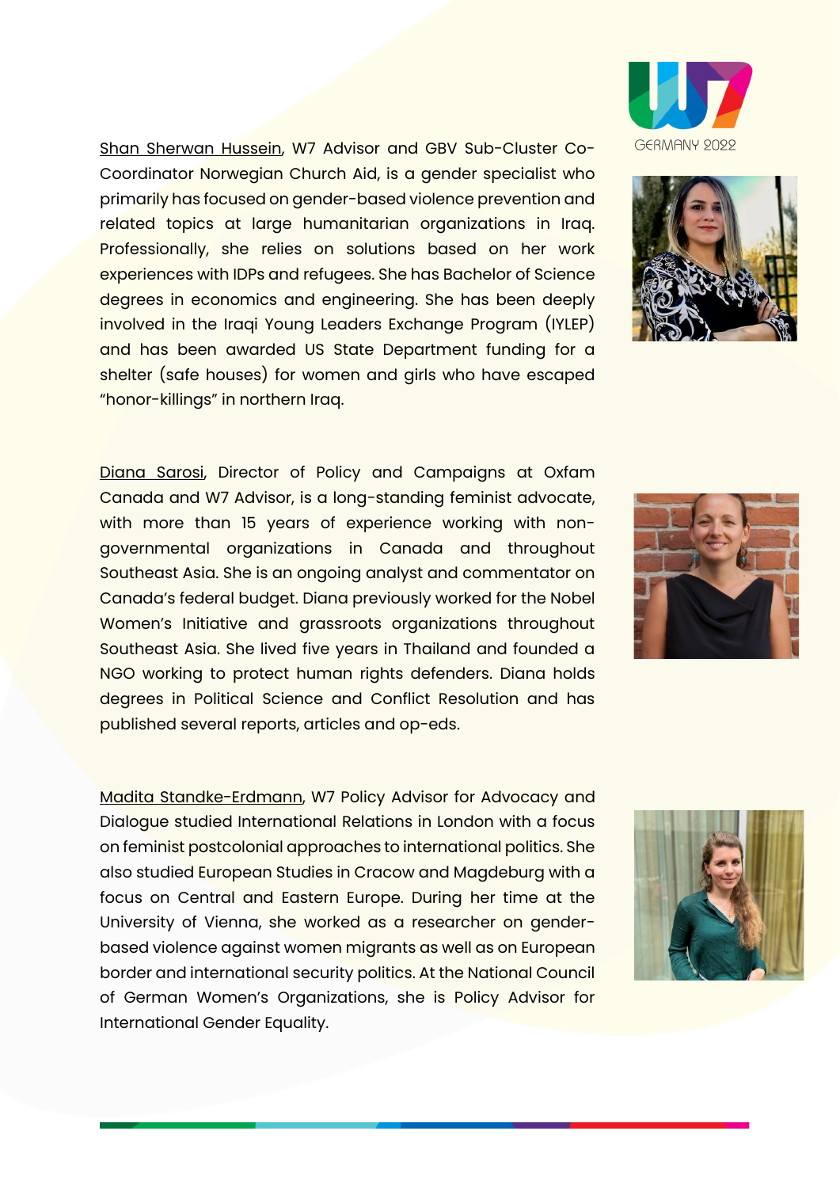Shan Sherwan Hussein, W7 Advisor and GBV Sub-Cluster Co-Coordinator Norwegian Church Aid, is a gender specialist who primarily has focused on gender-based violence prevention and related topics at large humanitarian organizations in Iraq. Professionally, she relies on solutions based on her work experiences with IDPs and refugees. She has Bachelor of Science degrees in economics and engineering. She has been deeply involved in the Iraqi Young Leaders Exchange Program (IYLEP) and has been awarded US State Department funding for a shelter (safe houses) for women and girls who have escaped "honor-killings" in northern Iraq.

Diana Sarosi, Director of Policy and Campaigns at Oxfam Canada and W7 Advisor, is a long-standing feminist advocate, with more than 15 years of experience working with non-governmental organizations in Canada and throughout Southeast Asia. She is an ongoing analyst and commentator on Canada's federal budget. Diana previously worked for the Nobel Women's Initiative and grassroots organizations throughout Southeast Asia. She lived five years in Thailand and founded a NGO working to protect human rights defenders. Diana holds degrees in Political Science and Conflict Resolution and has published several reports, articles and op-eds.

Madita Standke-Erdmann, W7 Policy Advisor for Advocacy and Dialogue studied International Relations in London with a focus on feminist postcolonial approaches to international politics. She also studied European Studies in Cracow and Magdeburg with a focus on Central and Eastern Europe. During her time at the University of Vienna, she worked as a researcher on gender-based violence against women migrants as well as on European border and international security politics. At the National Council of German Women's Organizations, she is Policy Advisor for International Gender Equality.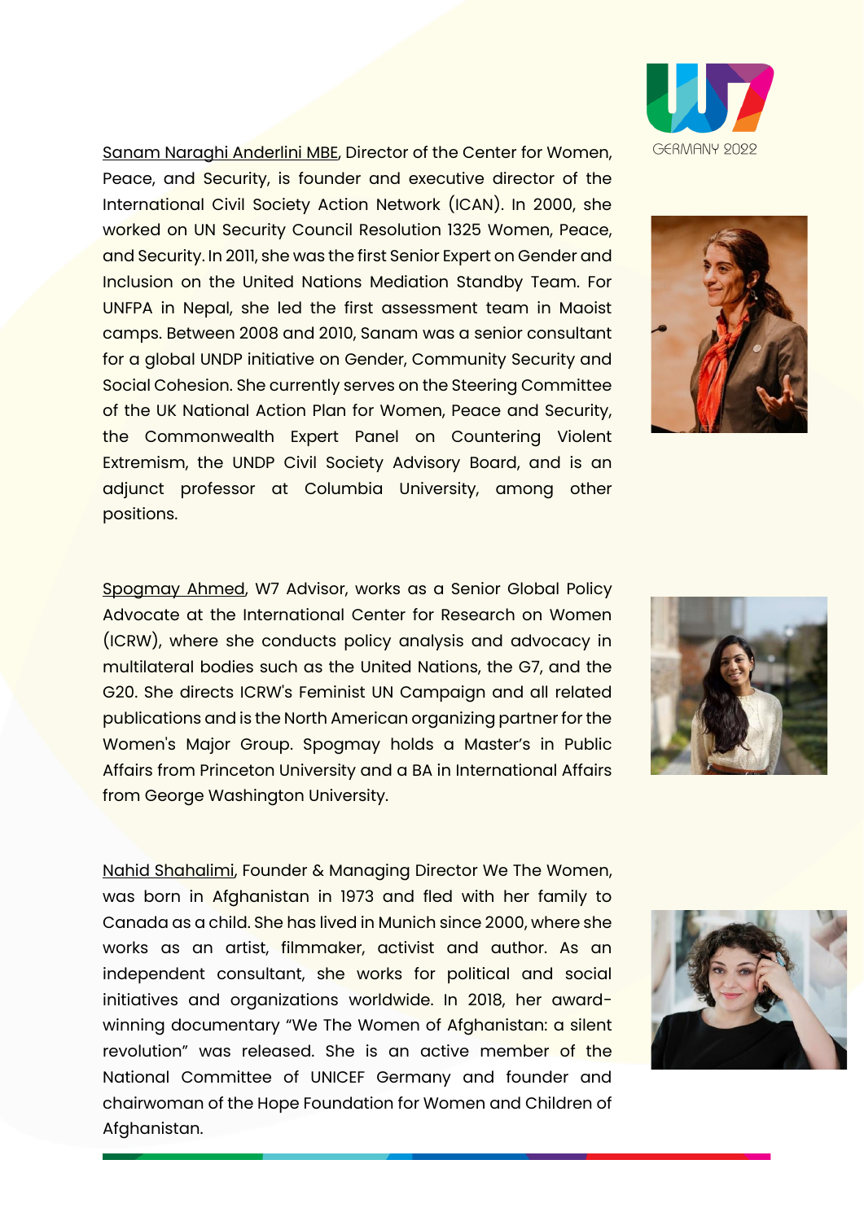Sanam Naraghi Anderlini MBE, Director of the Center for Women, Peace, and Security, is founder and executive director of the International Civil Society Action Network (ICAN). In 2000, she worked on UN Security Council Resolution 1325 Women, Peace, and Security. In 2011, she was the first Senior Expert on Gender and Inclusion on the United Nations Mediation Standby Team. For UNFPA in Nepal, she led the first assessment team in Maoist camps. Between 2008 and 2010, Sanam was a senior consultant for a global UNDP initiative on Gender, Community Security and Social Cohesion. She currently serves on the Steering Committee of the UK National Action Plan for Women, Peace and Security, the Commonwealth Expert Panel on Countering Violent Extremism, the UNDP Civil Society Advisory Board, and is an adjunct professor at Columbia University, among other positions.

Spogmay Ahmed, W7 Advisor, works as a Senior Global Policy Advocate at the International Center for Research on Women (ICRW), where she conducts policy analysis and advocacy in multilateral bodies such as the United Nations, the G7, and the G20. She directs ICRW's Feminist UN Campaign and all related publications and is the North American organizing partner for the Women's Major Group. Spogmay holds a Master's in Public Affairs from Princeton University and a BA in International Affairs from George Washington University.

Nahid Shahalimi, Founder & Managing Director We The Women, was born in Afghanistan in 1973 and fled with her family to Canada as a child. She has lived in Munich since 2000, where she works as an artist, filmmaker, activist and author. As an independent consultant, she works for political and social initiatives and organizations worldwide. In 2018, her award-winning documentary "We The Women of Afghanistan: a silent revolution" was released. She is an active member of the National Committee of UNICEF Germany and founder and chairwoman of the Hope Foundation for Women and Children of Afghanistan.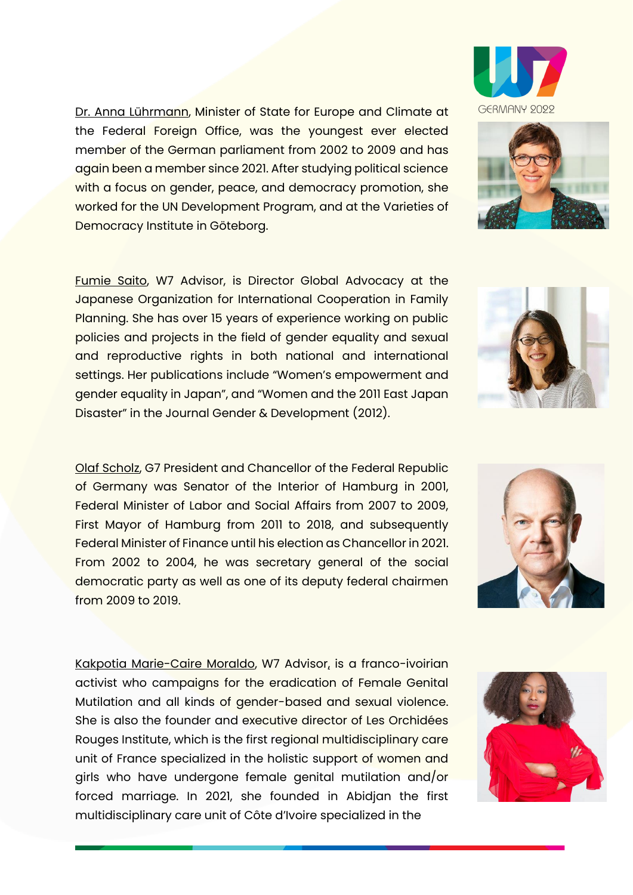Dr. Anna Lührmann, Minister of State for Europe and Climate at the Federal Foreign Office, was the youngest ever elected member of the German parliament from 2002 to 2009 and has again been a member since 2021. After studying political science with a focus on gender, peace, and democracy promotion, she worked for the UN Development Program, and at the Varieties of Democracy Institute in Göteborg.

Fumie Saito, W7 Advisor, is Director Global Advocacy at the Japanese Organization for International Cooperation in Family Planning. She has over 15 years of experience working on public policies and projects in the field of gender equality and sexual and reproductive rights in both national and international settings. Her publications include "Women's empowerment and gender equality in Japan", and "Women and the 2011 East Japan Disaster" in the Journal Gender & Development (2012).

Olaf Scholz, G7 President and Chancellor of the Federal Republic of Germany was Senator of the Interior of Hamburg in 2001, Federal Minister of Labor and Social Affairs from 2007 to 2009, First Mayor of Hamburg from 2011 to 2018, and subsequently Federal Minister of Finance until his election as Chancellor in 2021. From 2002 to 2004, he was secretary general of the social democratic party as well as one of its deputy federal chairmen from 2009 to 2019.

Kakpotia Marie-Caire Moraldo, W7 Advisor, is a franco-ivoirian activist who campaigns for the eradication of Female Genital Mutilation and all kinds of gender-based and sexual violence. She is also the founder and executive director of Les Orchidées Rouges Institute, which is the first regional multidisciplinary care unit of France specialized in the holistic support of women and girls who have undergone female genital mutilation and/or forced marriage. In 2021, she founded in Abidjan the first multidisciplinary care unit of Côte d'Ivoire specialized in the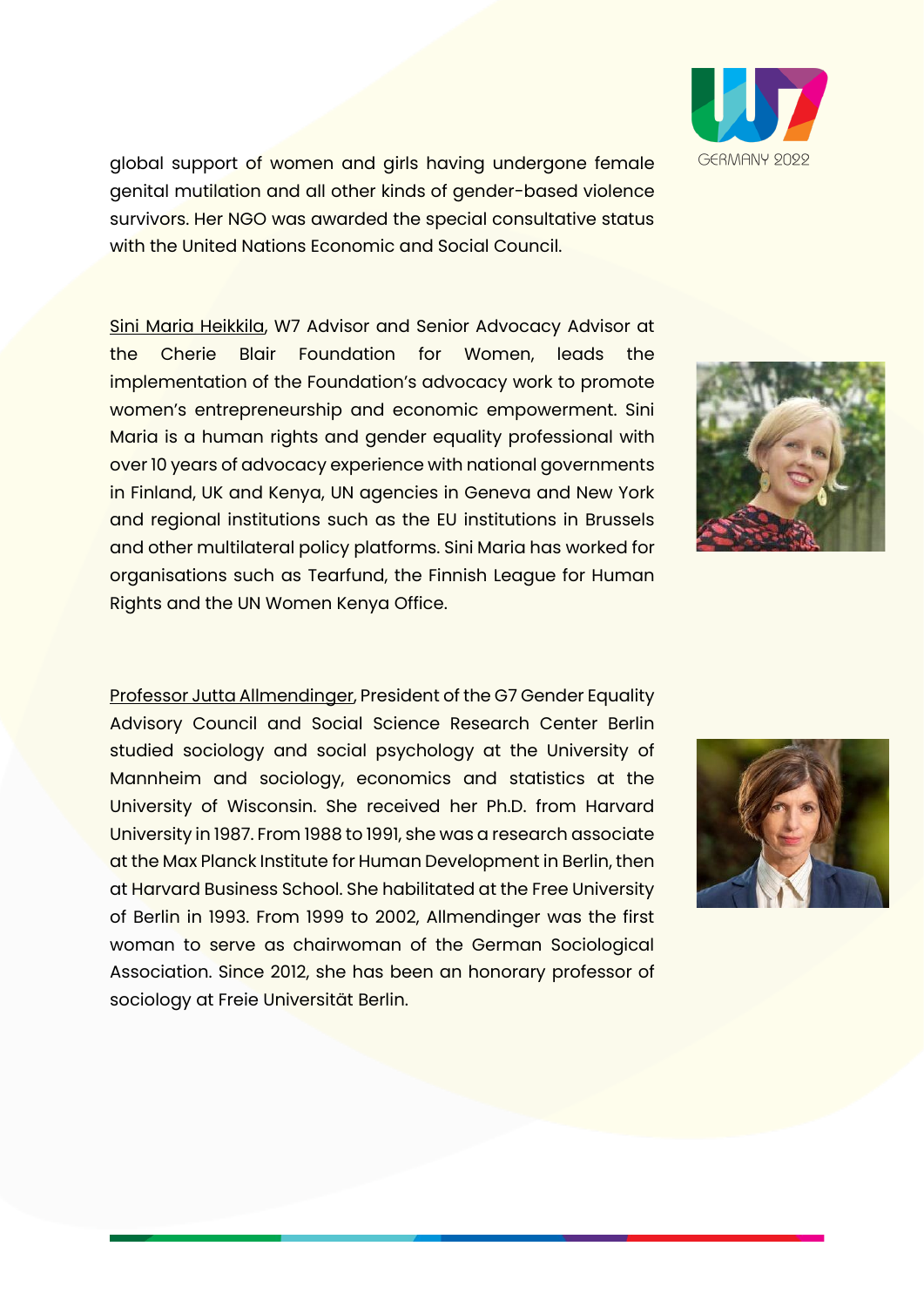global support of women and girls having undergone female genital mutilation and all other kinds of gender-based violence survivors. Her NGO was awarded the special consultative status with the United Nations Economic and Social Council.

Sini Maria Heikkila, W7 Advisor and Senior Advocacy Advisor at the Cherie Blair Foundation for Women, leads the implementation of the Foundation's advocacy work to promote women's entrepreneurship and economic empowerment. Sini Maria is a human rights and gender equality professional with over 10 years of advocacy experience with national governments in Finland, UK and Kenya, UN agencies in Geneva and New York and regional institutions such as the EU institutions in Brussels and other multilateral policy platforms. Sini Maria has worked for organisations such as Tearfund, the Finnish League for Human Rights and the UN Women Kenya Office.

Professor Jutta Allmendinger, President of the G7 Gender Equality Advisory Council and Social Science Research Center Berlin studied sociology and social psychology at the University of Mannheim and sociology, economics and statistics at the University of Wisconsin. She received her Ph.D. from Harvard University in 1987. From 1988 to 1991, she was a research associate at the Max Planck Institute for Human Development in Berlin, then at Harvard Business School. She habilitated at the Free University of Berlin in 1993. From 1999 to 2002, Allmendinger was the first woman to serve as chairwoman of the German Sociological Association. Since 2012, she has been an honorary professor of sociology at Freie Universität Berlin.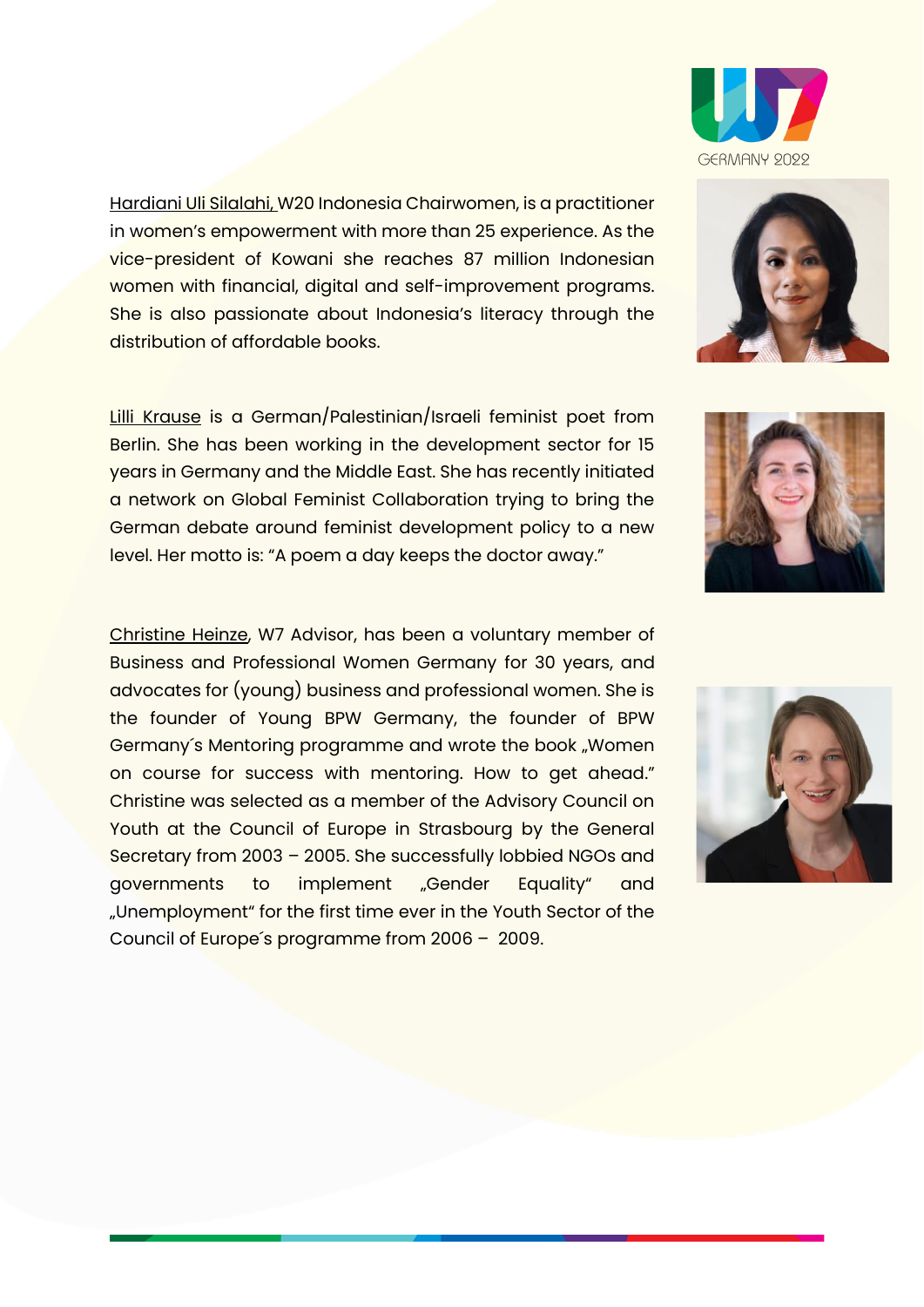Hardiani Uli Silalahi, W20 Indonesia Chairwomen, is a practitioner in women's empowerment with more than 25 experience. As the vice-president of Kowani she reaches 87 million Indonesian women with financial, digital and self-improvement programs. She is also passionate about Indonesia's literacy through the distribution of affordable books.

Lilli Krause is a German/Palestinian/Israeli feminist poet from Berlin. She has been working in the development sector for 15 years in Germany and the Middle East. She has recently initiated a network on Global Feminist Collaboration trying to bring the German debate around feminist development policy to a new level. Her motto is: "A poem a day keeps the doctor away."

Christine Heinze, W7 Advisor, has been a voluntary member of Business and Professional Women Germany for 30 years, and advocates for (young) business and professional women. She is the founder of Young BPW Germany, the founder of BPW Germany´s Mentoring programme and wrote the book „Women on course for success with mentoring. How to get ahead." Christine was selected as a member of the Advisory Council on Youth at the Council of Europe in Strasbourg by the General Secretary from 2003 – 2005. She successfully lobbied NGOs and governments to implement „Gender Equality" and „Unemployment" for the first time ever in the Youth Sector of the Council of Europe´s programme from 2006 – 2009.